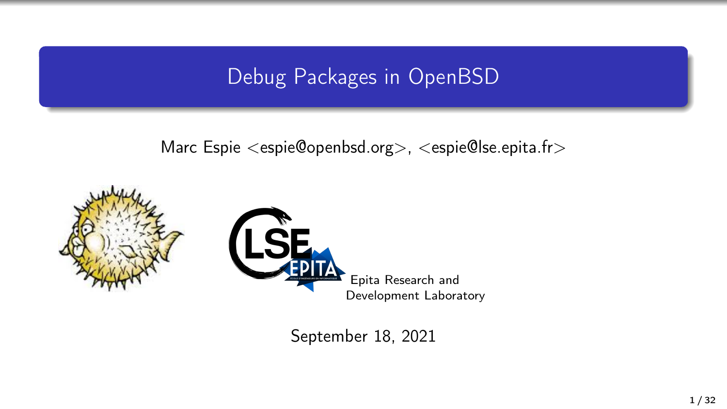# Debug Packages in OpenBSD

Marc Espie <espie@openbsd.org>, <espie@lse.epita.fr>

Epita Research and Development Laboratory

September 18, 2021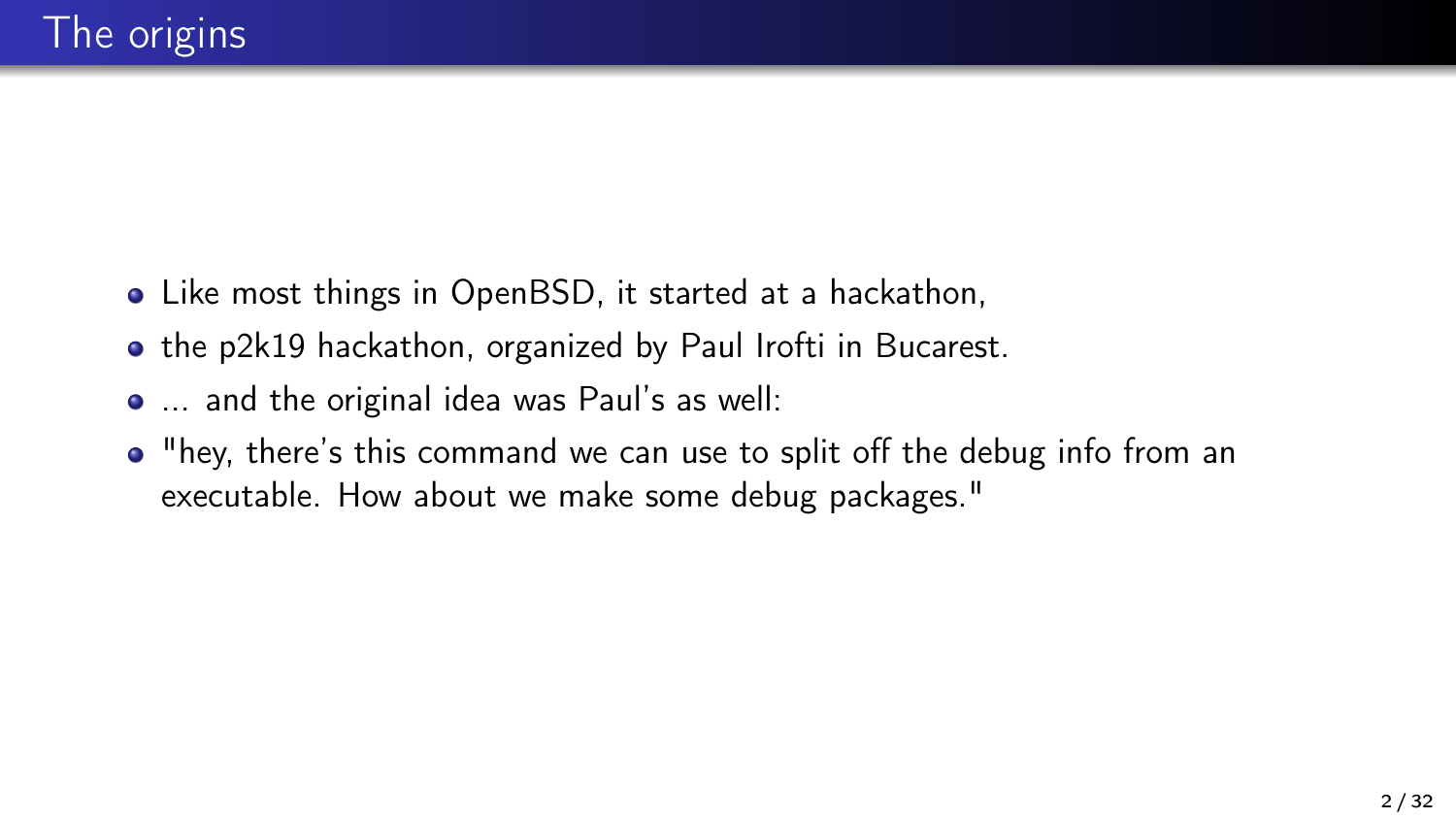# The origins

- Like most things in OpenBSD, it started at a hackathon,
- the p2k19 hackathon, organized by Paul Irofti in Bucarest.
- ... and the original idea was Paul's as well:
- "hey, there's this command we can use to split off the debug info from an executable. How about we make some debug packages."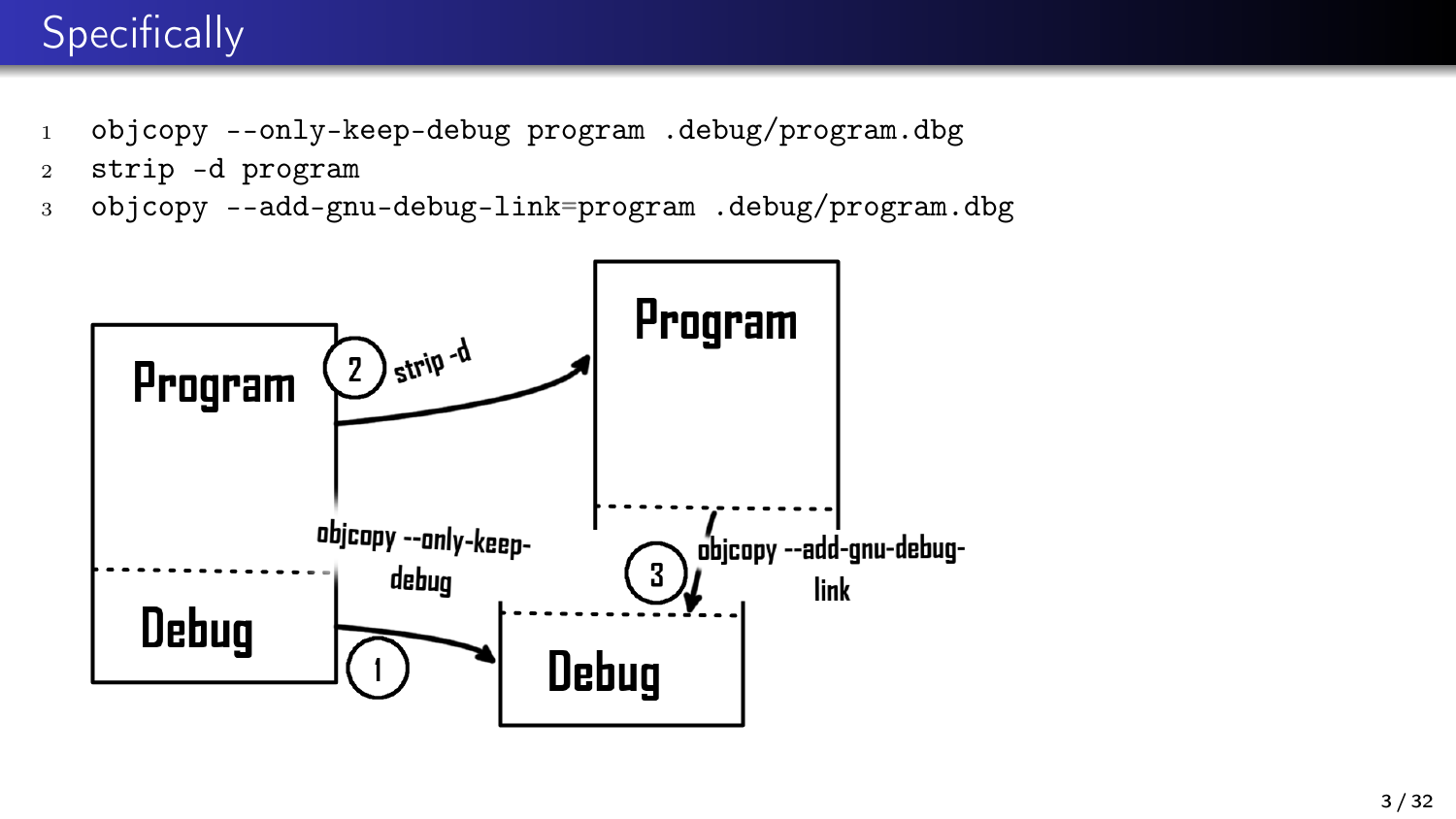# Specifically

```
objcopy --only-keep-debug program .debug/program.dbg
strip -d program
objcopy --add-gnu-debug-link=program .debug/program.dbg
```

Program

Debug

2 strip -d

Program

objcopy --only-keep-debug

3 objcopy --add-gnu-debug-link

1

Debug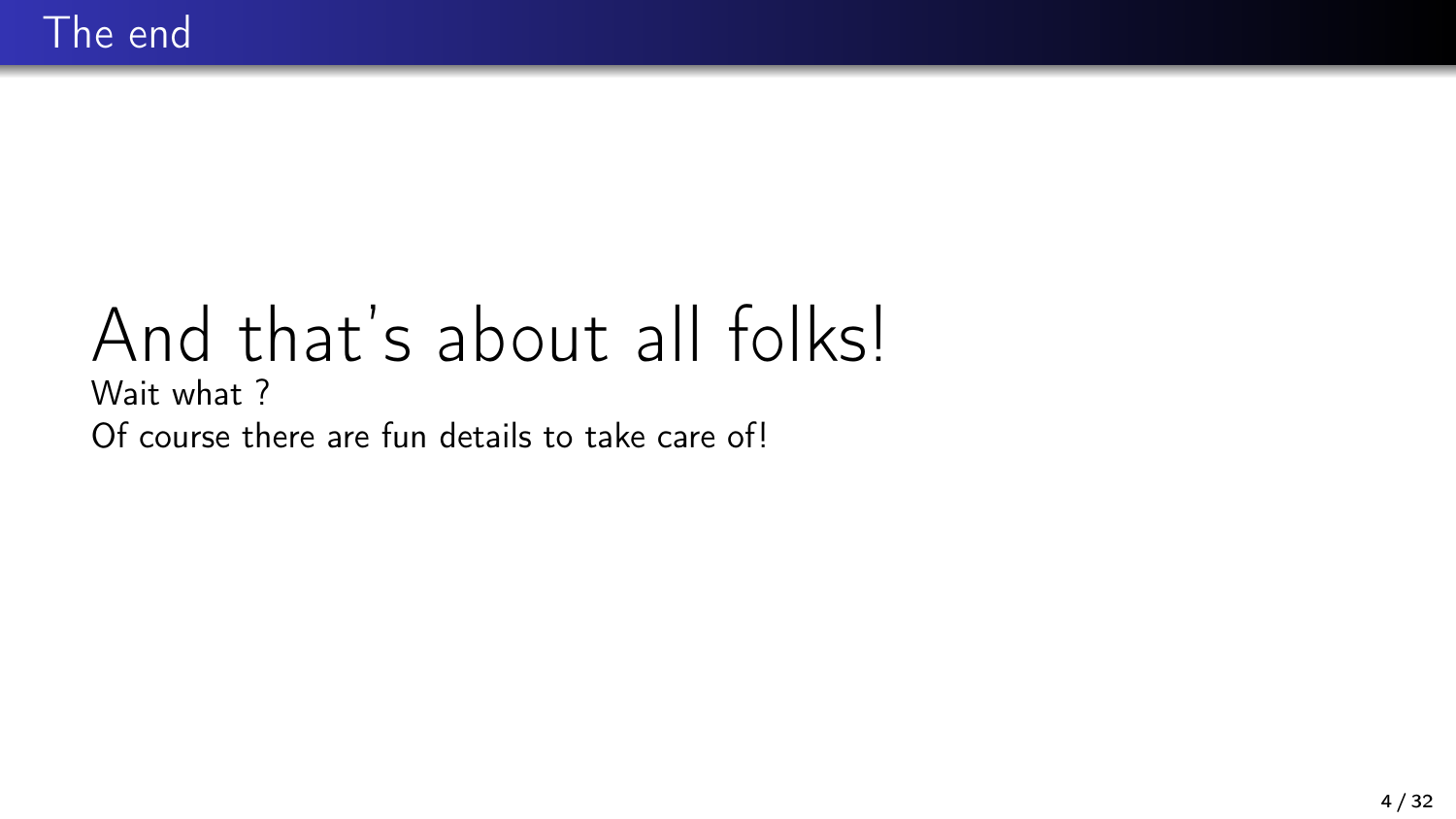# The end

## And that's about all folks!

Wait what ?

Of course there are fun details to take care of!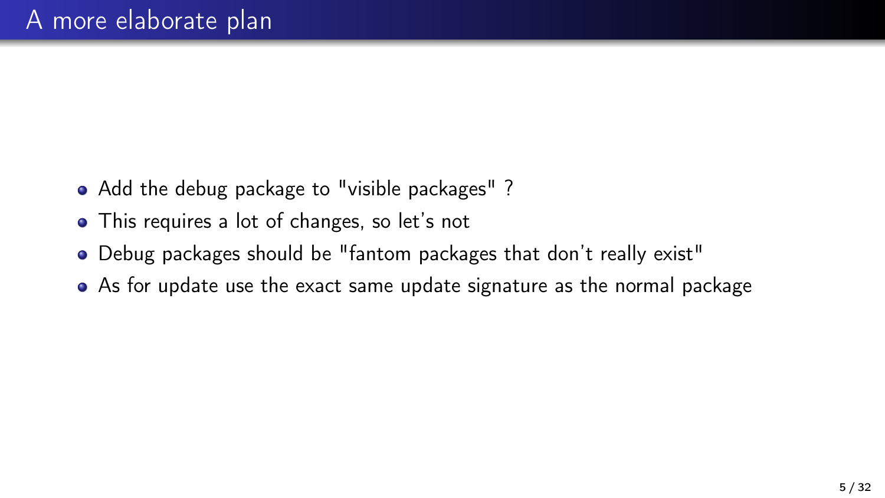# A more elaborate plan

- Add the debug package to "visible packages" ?
- This requires a lot of changes, so let's not
- Debug packages should be "fantom packages that don't really exist"
- As for update use the exact same update signature as the normal package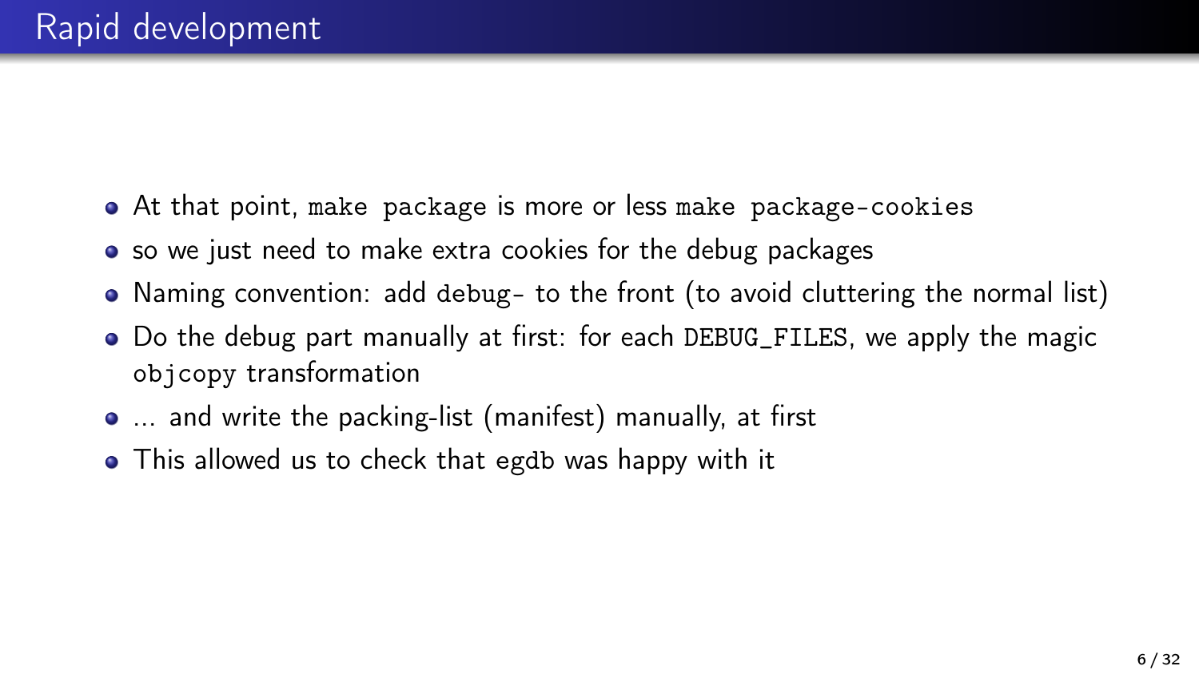# Rapid development

- At that point, `make package` is more or less `make package-cookies`
- so we just need to make extra cookies for the debug packages
- Naming convention: add `debug-` to the front (to avoid cluttering the normal list)
- Do the debug part manually at first: for each `DEBUG_FILES`, we apply the magic `objcopy` transformation
- ... and write the packing-list (manifest) manually, at first
- This allowed us to check that `egdb` was happy with it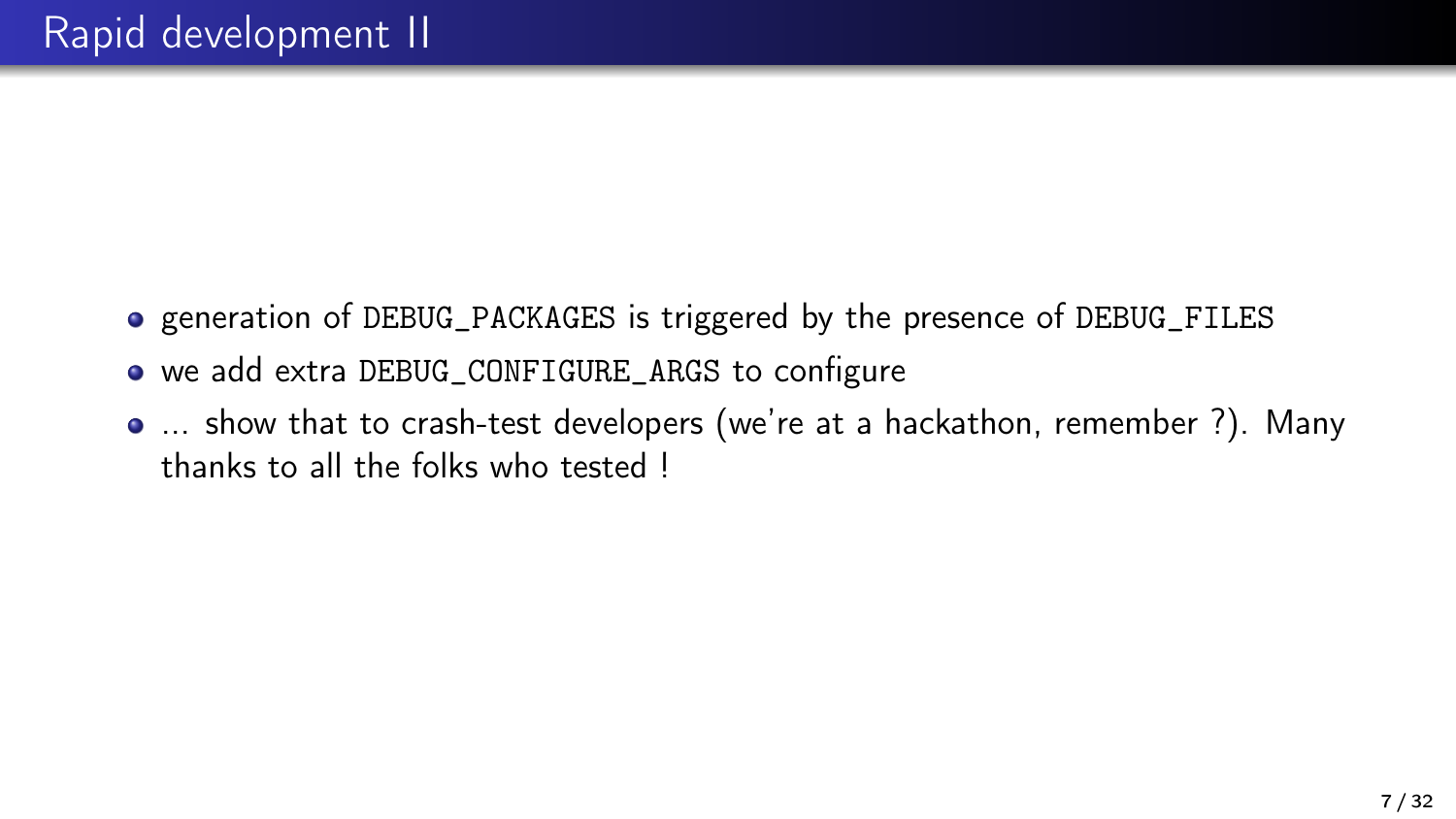# Rapid development II

- generation of DEBUG_PACKAGES is triggered by the presence of DEBUG_FILES
- we add extra DEBUG_CONFIGURE_ARGS to configure
- ... show that to crash-test developers (we're at a hackathon, remember ?). Many thanks to all the folks who tested !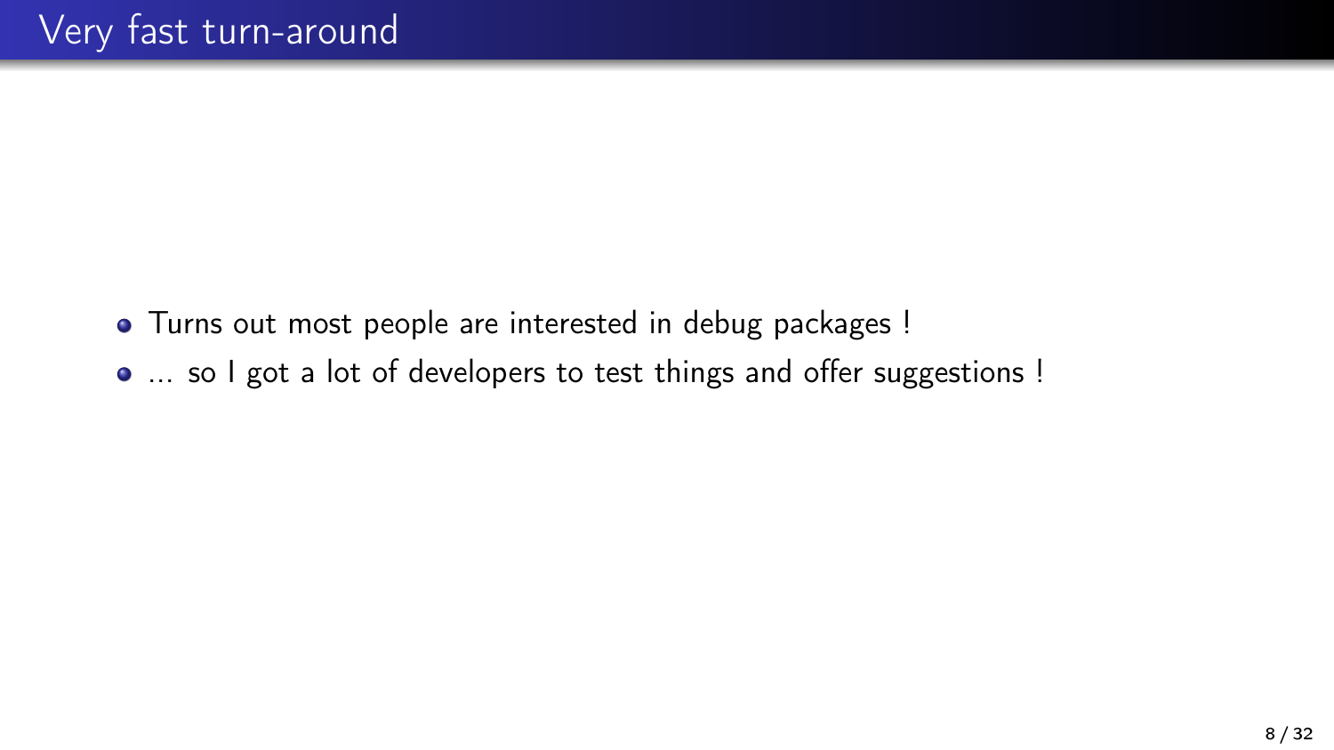# Very fast turn-around

- Turns out most people are interested in debug packages !
- ... so I got a lot of developers to test things and offer suggestions !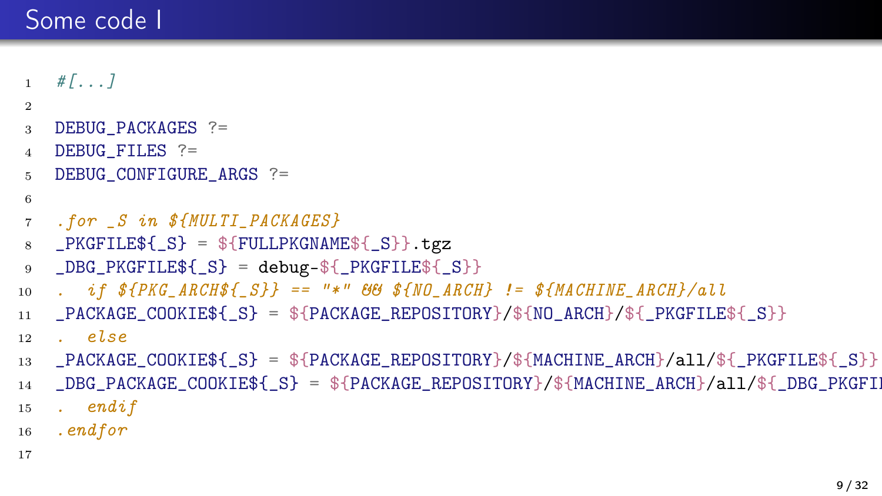# Some code I

```
#[...]

DEBUG_PACKAGES ?=
DEBUG_FILES ?=
DEBUG_CONFIGURE_ARGS ?=

.for _S in ${MULTI_PACKAGES}
_PKGFILE${_S} = ${FULLPKGNAME${_S}}.tgz
_DBG_PKGFILE${_S} = debug-${_PKGFILE${_S}}
.  if ${PKG_ARCH${_S}} == "*" && ${NO_ARCH} != ${MACHINE_ARCH}/all
_PACKAGE_COOKIE${_S} = ${PACKAGE_REPOSITORY}/${NO_ARCH}/${_PKGFILE${_S}}
.  else
_PACKAGE_COOKIE${_S} = ${PACKAGE_REPOSITORY}/${MACHINE_ARCH}/all/${_PKGFILE${_S}}
_DBG_PACKAGE_COOKIE${_S} = ${PACKAGE_REPOSITORY}/${MACHINE_ARCH}/all/${_DBG_PKGFI
.  endif
.endfor

```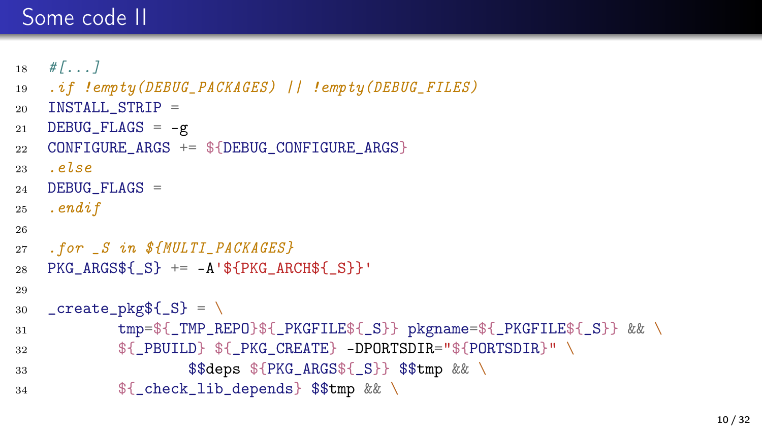# Some code II

```
18  #[...]
19  .if !empty(DEBUG_PACKAGES) || !empty(DEBUG_FILES)
20  INSTALL_STRIP =
21  DEBUG_FLAGS = -g
22  CONFIGURE_ARGS += ${DEBUG_CONFIGURE_ARGS}
23  .else
24  DEBUG_FLAGS =
25  .endif
26
27  .for _S in ${MULTI_PACKAGES}
28  PKG_ARGS${_S} += -A'${PKG_ARCH${_S}}'
29
30  _create_pkg${_S} = \
31          tmp=${_TMP_REPO}${_PKGFILE${_S}} pkgname=${_PKGFILE${_S}} && \
32          ${_PBUILD} ${_PKG_CREATE} -DPORTSDIR="${PORTSDIR}" \
33                  $$deps ${PKG_ARGS${_S}} $$tmp && \
34          ${_check_lib_depends} $$tmp && \
```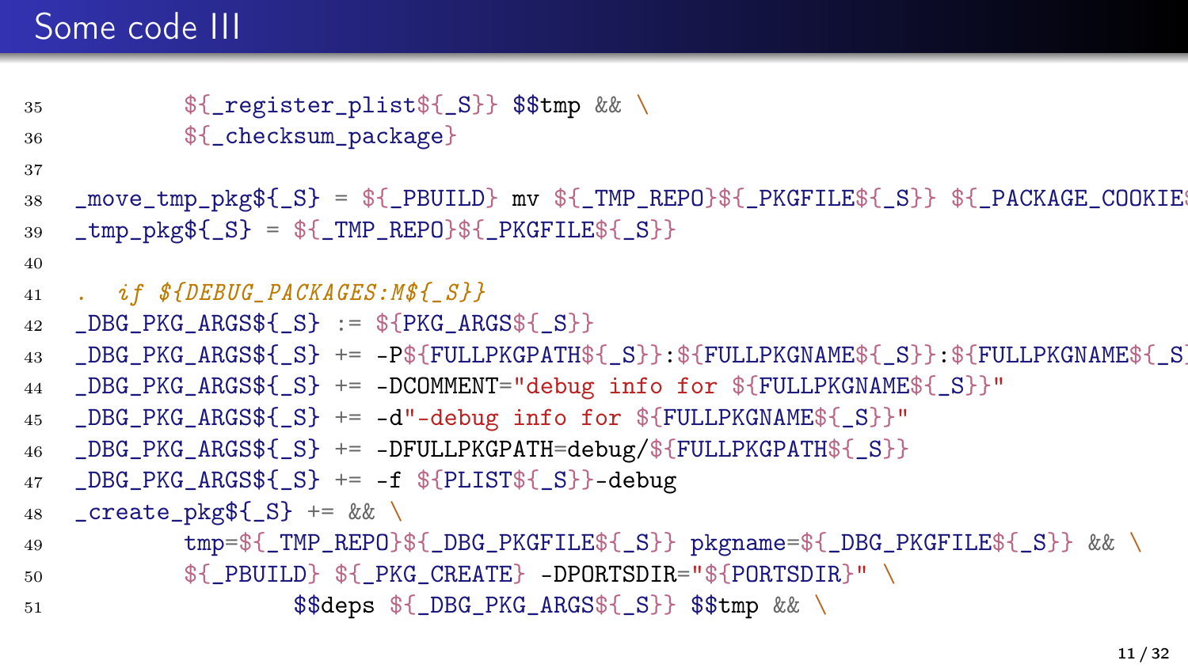# Some code III

```
35          ${_register_plist${_S}} $$tmp && \
36          ${_checksum_package}
37
38  _move_tmp_pkg${_S} = ${_PBUILD} mv ${_TMP_REPO}${_PKGFILE${_S}} ${_PACKAGE_COOKIE$
39  _tmp_pkg${_S} = ${_TMP_REPO}${_PKGFILE${_S}}
40
41  .  if ${DEBUG_PACKAGES:M${_S}}
42  _DBG_PKG_ARGS${_S} := ${PKG_ARGS${_S}}
43  _DBG_PKG_ARGS${_S} += -P${FULLPKGPATH${_S}}:${FULLPKGNAME${_S}}:${FULLPKGNAME${_S
44  _DBG_PKG_ARGS${_S} += -DCOMMENT="debug info for ${FULLPKGNAME${_S}}"
45  _DBG_PKG_ARGS${_S} += -d"-debug info for ${FULLPKGNAME${_S}}"
46  _DBG_PKG_ARGS${_S} += -DFULLPKGPATH=debug/${FULLPKGPATH${_S}}
47  _DBG_PKG_ARGS${_S} += -f ${PLIST${_S}}-debug
48  _create_pkg${_S} += && \
49          tmp=${_TMP_REPO}${_DBG_PKGFILE${_S}} pkgname=${_DBG_PKGFILE${_S}} && \
50          ${_PBUILD} ${_PKG_CREATE} -DPORTSDIR="${PORTSDIR}" \
51                  $$deps ${_DBG_PKG_ARGS${_S}} $$tmp && \
```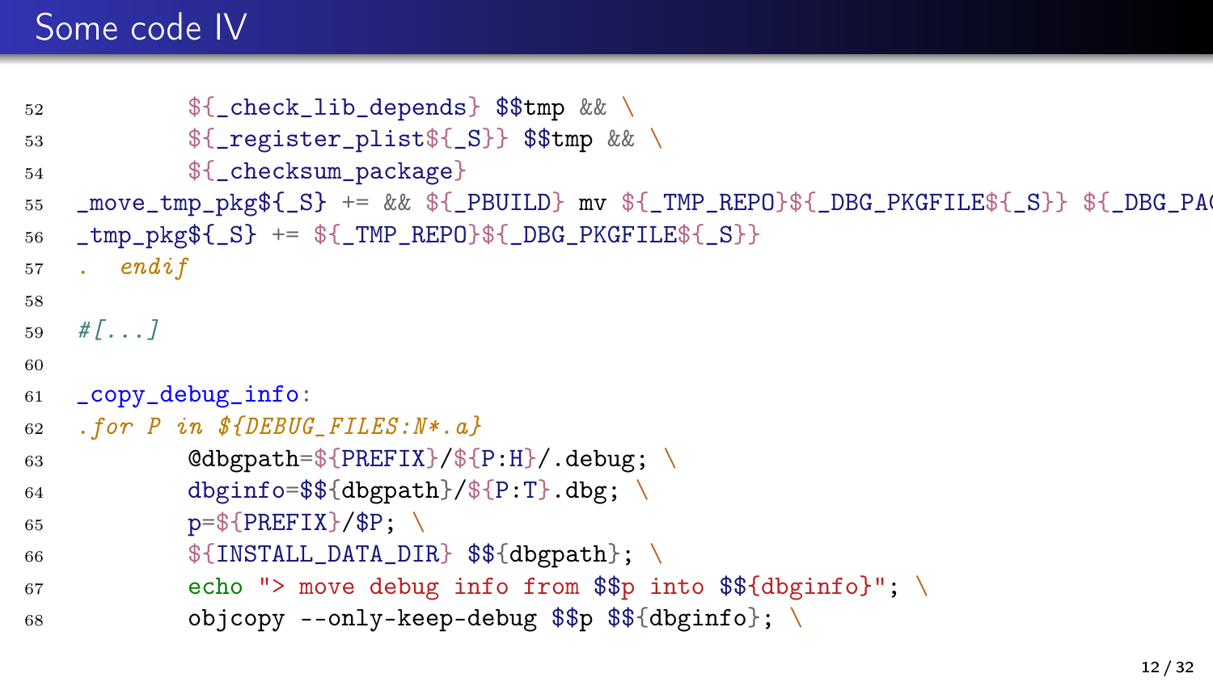# Some code IV

```
52          ${_check_lib_depends} $$tmp && \
53          ${_register_plist${_S}} $$tmp && \
54          ${_checksum_package}
55  _move_tmp_pkg${_S} += && ${_PBUILD} mv ${_TMP_REPO}${_DBG_PKGFILE${_S}} ${_DBG_PA
56  _tmp_pkg${_S} += ${_TMP_REPO}${_DBG_PKGFILE${_S}}
57  .   endif
58
59  #[...]
60
61  _copy_debug_info:
62  .for P in ${DEBUG_FILES:N*.a}
63          @dbgpath=${PREFIX}/${P:H}/.debug; \
64          dbginfo=$${dbgpath}/${P:T}.dbg; \
65          p=${PREFIX}/$P; \
66          ${INSTALL_DATA_DIR} $${dbgpath}; \
67          echo "> move debug info from $$p into $${dbginfo}"; \
68          objcopy --only-keep-debug $$p $${dbginfo}; \
```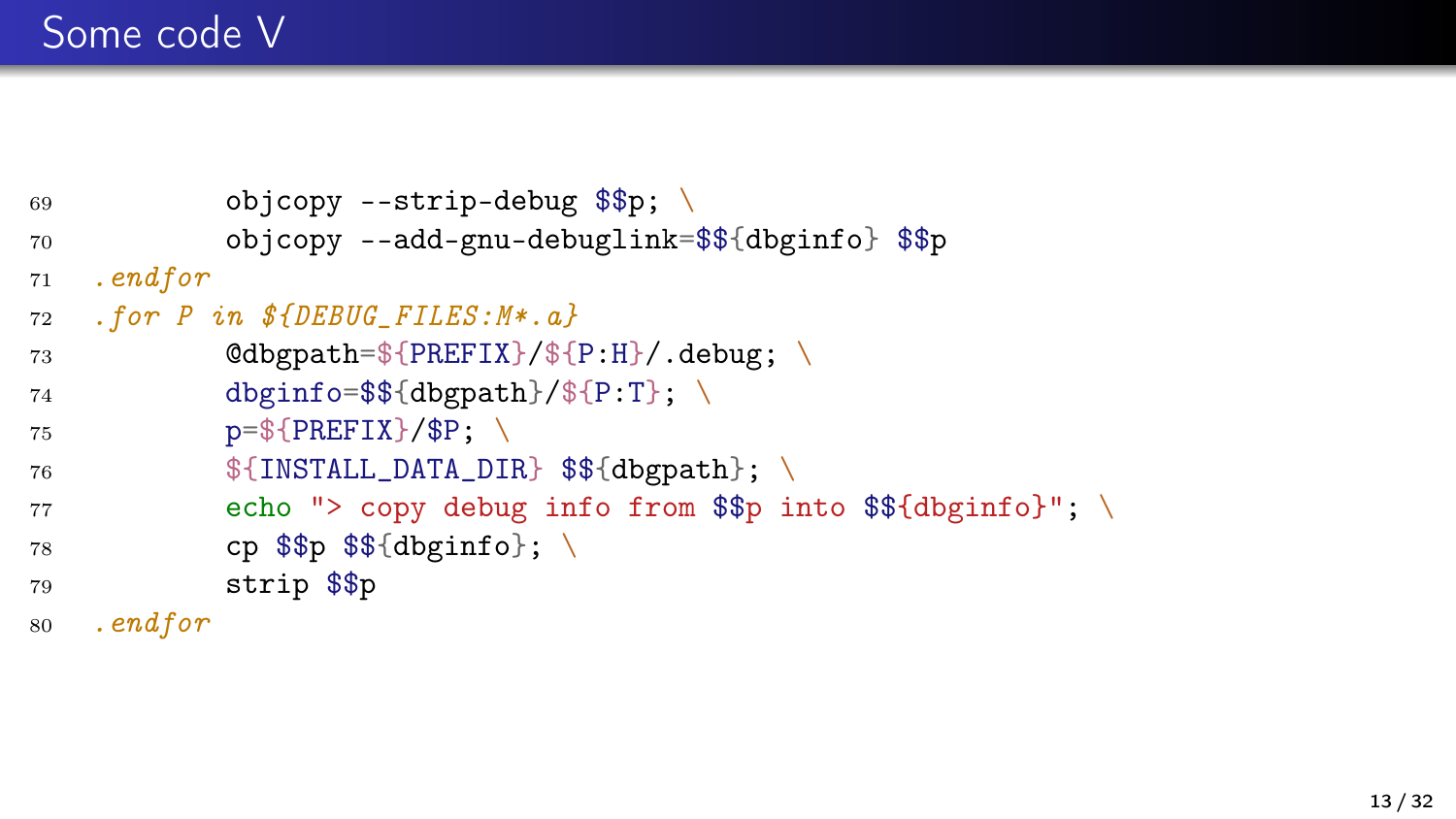# Some code V

```
69          objcopy --strip-debug $$p; \
70          objcopy --add-gnu-debuglink=$${dbginfo} $$p
71  .endfor
72  .for P in ${DEBUG_FILES:M*.a}
73          @dbgpath=${PREFIX}/${P:H}/.debug; \
74          dbginfo=$${dbgpath}/${P:T}; \
75          p=${PREFIX}/$P; \
76          ${INSTALL_DATA_DIR} $${dbgpath}; \
77          echo "> copy debug info from $$p into $${dbginfo}"; \
78          cp $$p $${dbginfo}; \
79          strip $$p
80  .endfor
```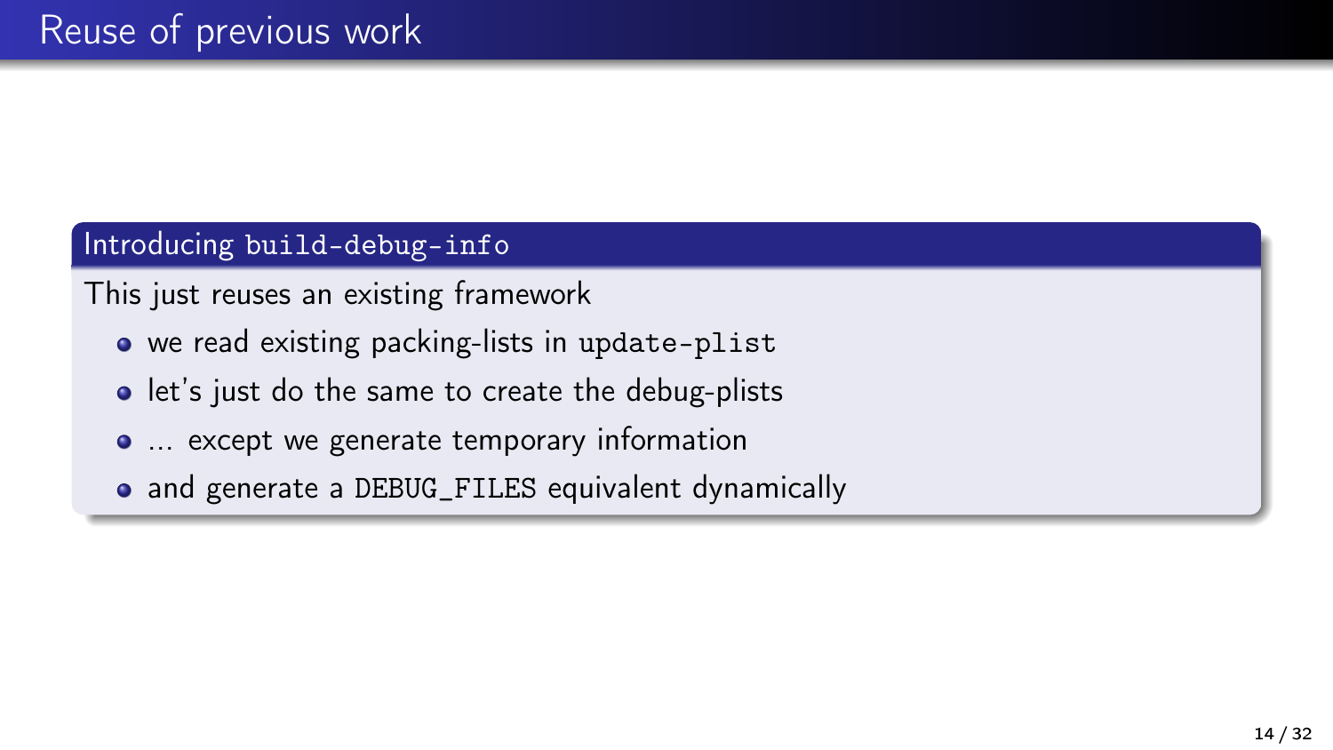# Reuse of previous work

## Introducing `build-debug-info`

This just reuses an existing framework

- we read existing packing-lists in `update-plist`
- let's just do the same to create the debug-plists
- ... except we generate temporary information
- and generate a `DEBUG_FILES` equivalent dynamically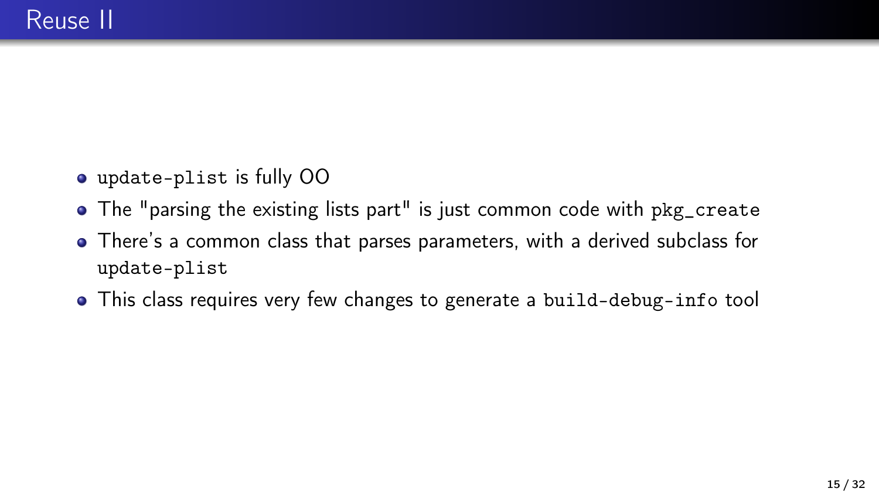# Reuse II

- `update-plist` is fully OO
- The "parsing the existing lists part" is just common code with `pkg_create`
- There's a common class that parses parameters, with a derived subclass for `update-plist`
- This class requires very few changes to generate a `build-debug-info` tool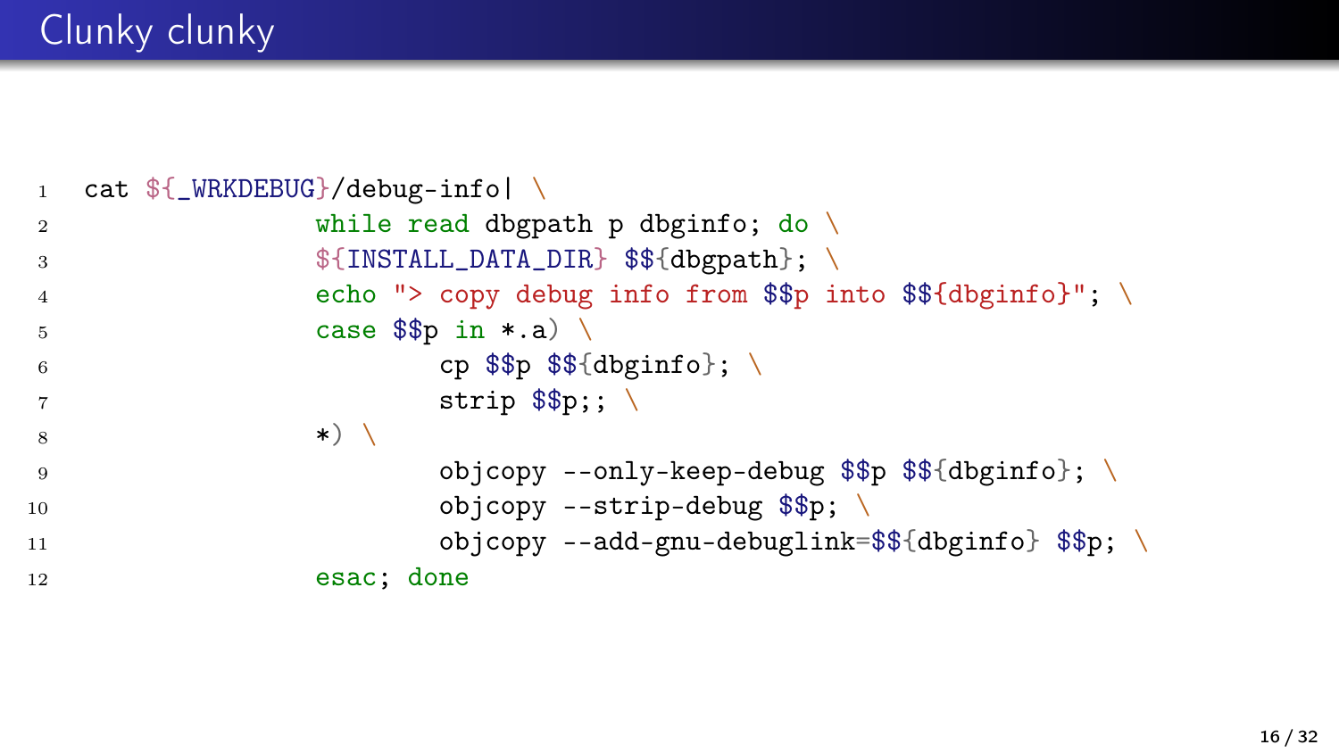# Clunky clunky

```
cat ${_WRKDEBUG}/debug-info| \
            while read dbgpath p dbginfo; do \
            ${INSTALL_DATA_DIR} $${dbgpath}; \
            echo "> copy debug info from $$p into $${dbginfo}"; \
            case $$p in *.a) \
                    cp $$p $${dbginfo}; \
                    strip $$p;; \
            *) \
                    objcopy --only-keep-debug $$p $${dbginfo}; \
                    objcopy --strip-debug $$p; \
                    objcopy --add-gnu-debuglink=$${dbginfo} $$p; \
            esac; done
```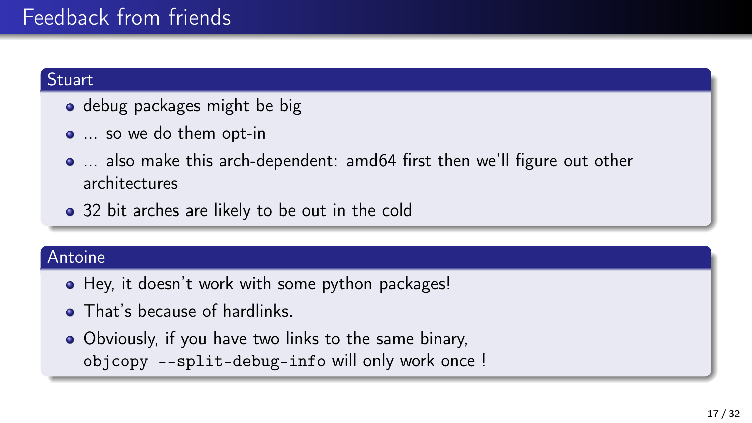# Feedback from friends

## Stuart

- debug packages might be big
- ... so we do them opt-in
- ... also make this arch-dependent: amd64 first then we'll figure out other architectures
- 32 bit arches are likely to be out in the cold

## Antoine

- Hey, it doesn't work with some python packages!
- That's because of hardlinks.
- Obviously, if you have two links to the same binary, `objcopy --split-debug-info` will only work once !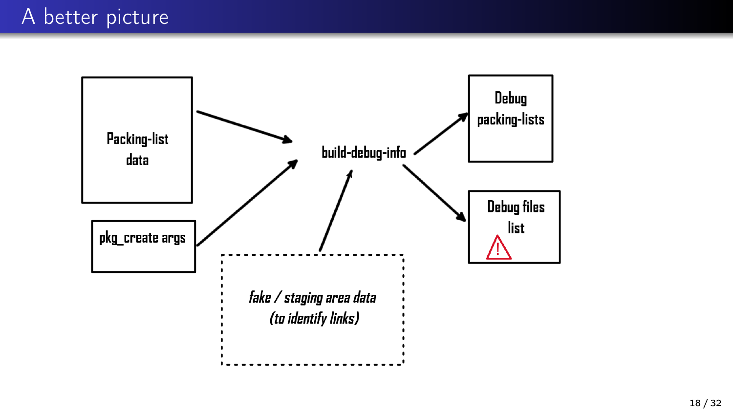# A better picture

Packing-list data

pkg_create args

build-debug-info

*fake / staging area data (to identify links)*

Debug packing-lists

Debug files list ⚠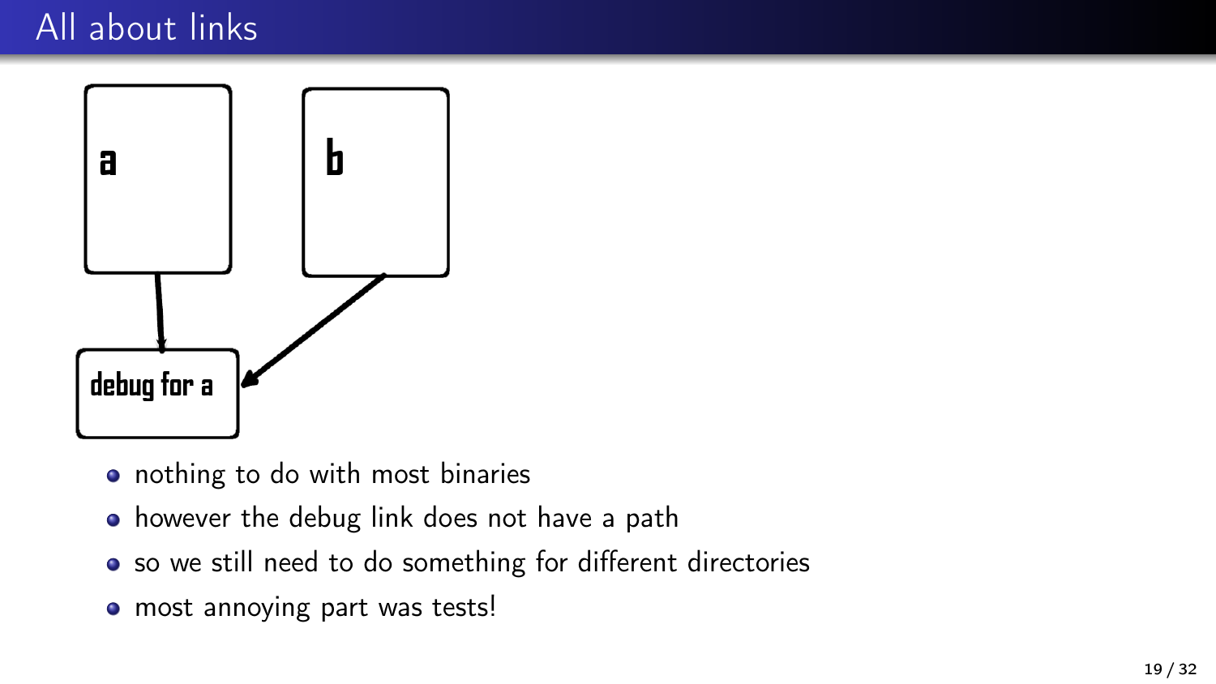# All about links

a

b

debug for a

- nothing to do with most binaries
- however the debug link does not have a path
- so we still need to do something for different directories
- most annoying part was tests!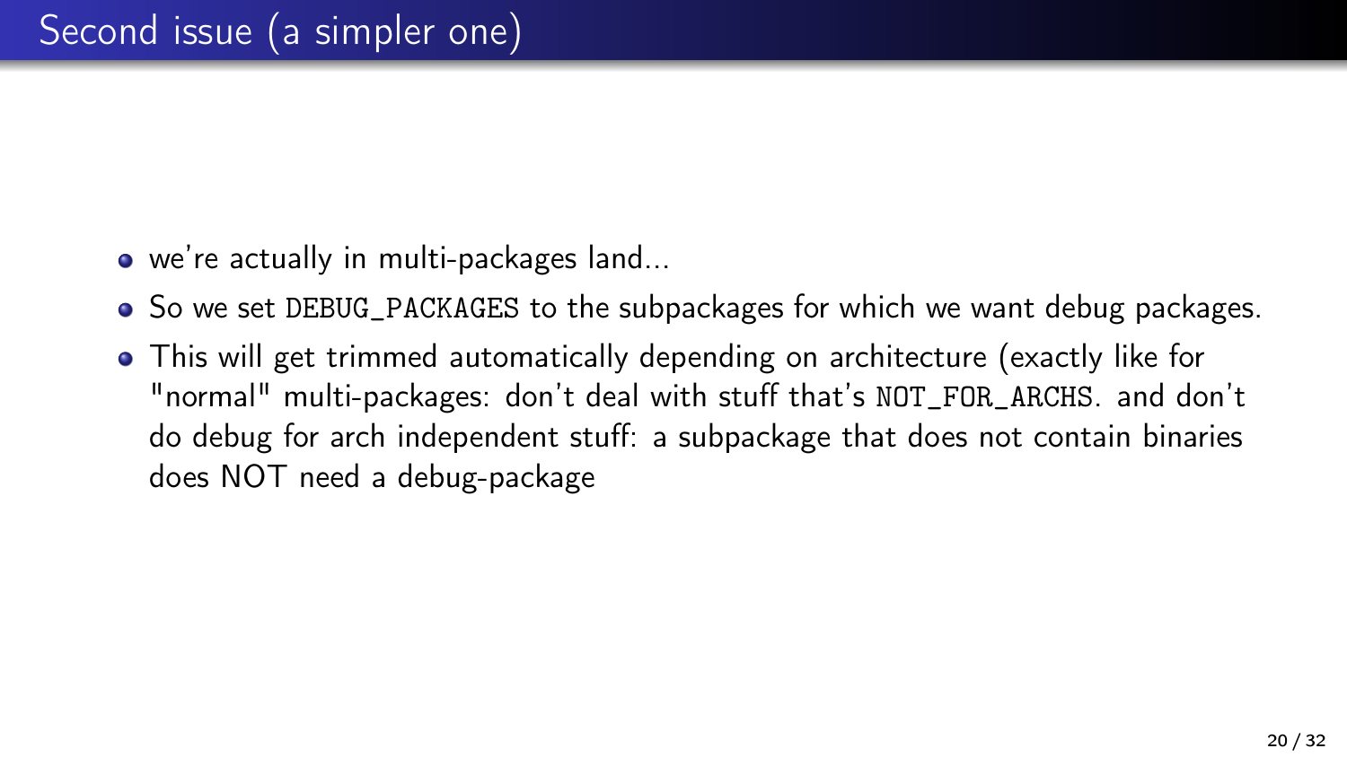# Second issue (a simpler one)

- we're actually in multi-packages land...
- So we set `DEBUG_PACKAGES` to the subpackages for which we want debug packages.
- This will get trimmed automatically depending on architecture (exactly like for "normal" multi-packages: don't deal with stuff that's `NOT_FOR_ARCHS`. and don't do debug for arch independent stuff: a subpackage that does not contain binaries does NOT need a debug-package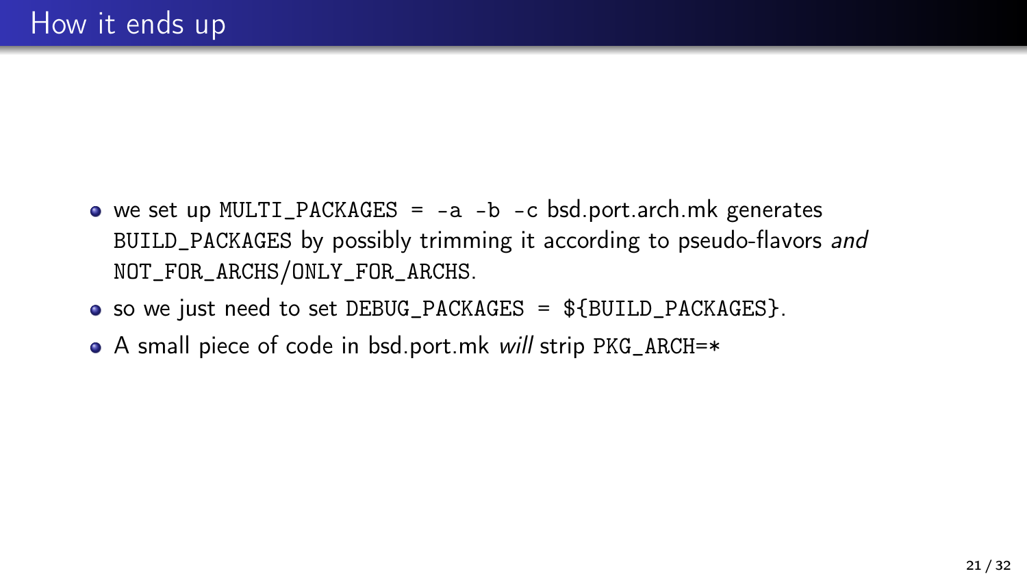# How it ends up

- we set up `MULTI_PACKAGES = -a -b -c` bsd.port.arch.mk generates `BUILD_PACKAGES` by possibly trimming it according to pseudo-flavors *and* `NOT_FOR_ARCHS`/`ONLY_FOR_ARCHS`.
- so we just need to set `DEBUG_PACKAGES = ${BUILD_PACKAGES}`.
- A small piece of code in bsd.port.mk *will* strip `PKG_ARCH=*`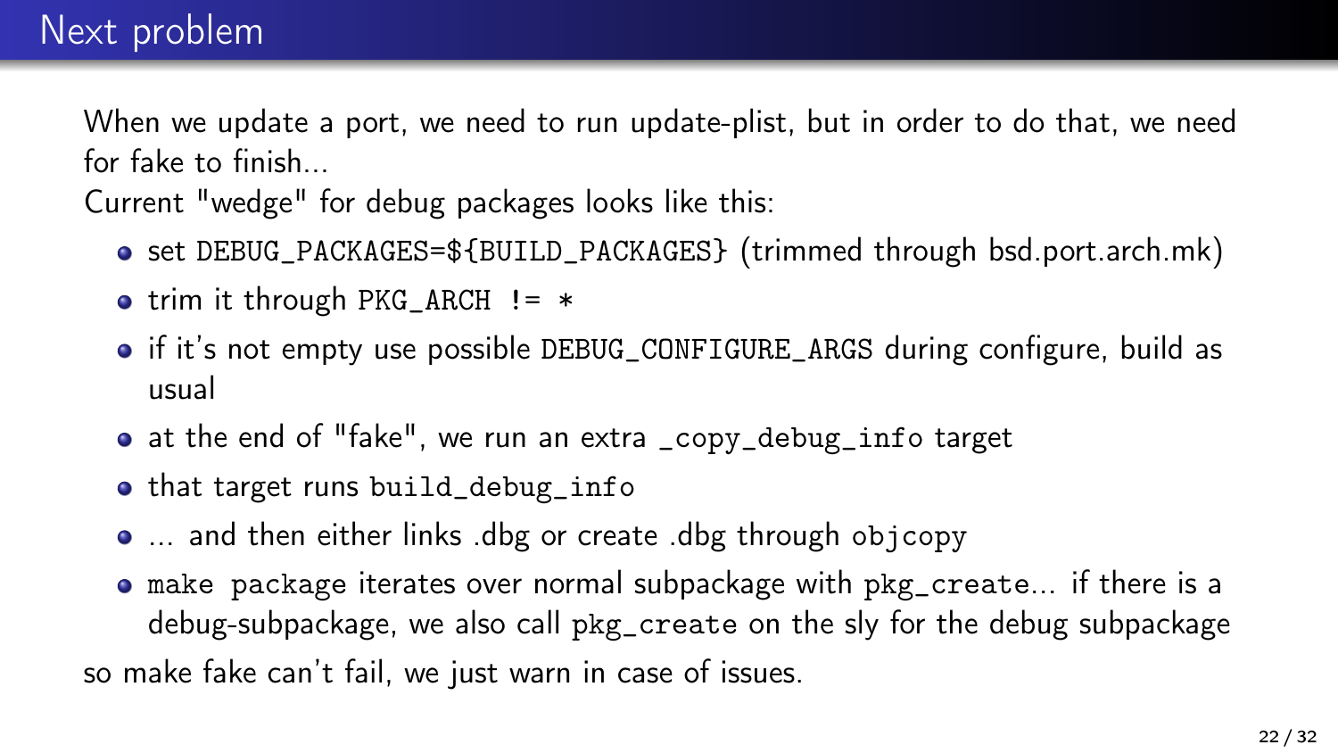# Next problem

When we update a port, we need to run update-plist, but in order to do that, we need for fake to finish...

Current "wedge" for debug packages looks like this:

- set `DEBUG_PACKAGES=${BUILD_PACKAGES}` (trimmed through bsd.port.arch.mk)
- trim it through `PKG_ARCH != *`
- if it's not empty use possible `DEBUG_CONFIGURE_ARGS` during configure, build as usual
- at the end of "fake", we run an extra `_copy_debug_info` target
- that target runs `build_debug_info`
- ... and then either links .dbg or create .dbg through `objcopy`
- `make package` iterates over normal subpackage with `pkg_create`... if there is a debug-subpackage, we also call `pkg_create` on the sly for the debug subpackage

so make fake can't fail, we just warn in case of issues.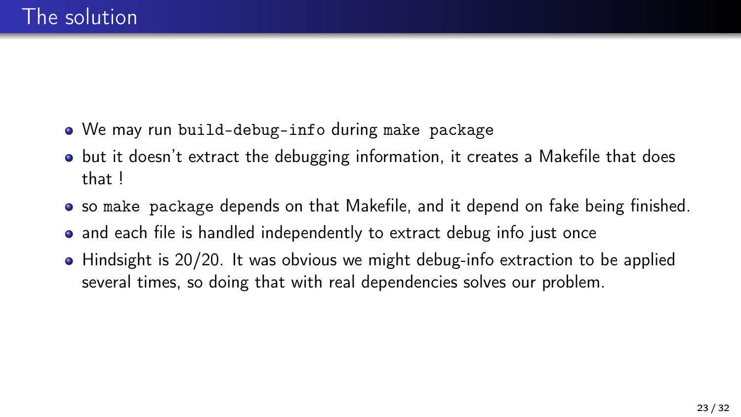# The solution

- We may run `build-debug-info` during `make package`
- but it doesn't extract the debugging information, it creates a Makefile that does that !
- so `make package` depends on that Makefile, and it depend on fake being finished.
- and each file is handled independently to extract debug info just once
- Hindsight is 20/20. It was obvious we might debug-info extraction to be applied several times, so doing that with real dependencies solves our problem.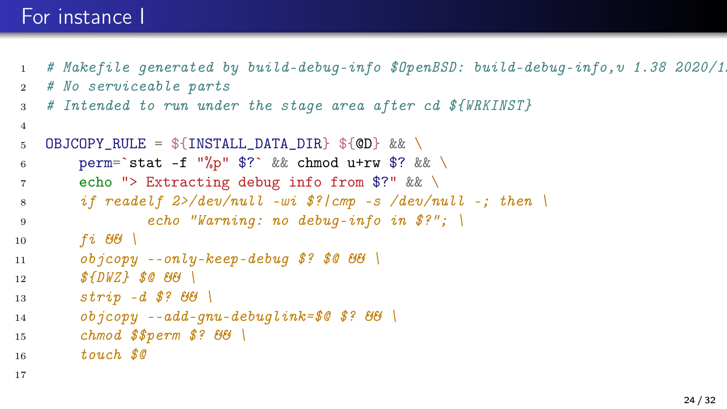# For instance I

```
# Makefile generated by build-debug-info $OpenBSD: build-debug-info,v 1.38 2020/1
# No serviceable parts
# Intended to run under the stage area after cd ${WRKINST}

OBJCOPY_RULE = ${INSTALL_DATA_DIR} ${@D} && \
	perm=`stat -f "%p" $?` && chmod u+rw $? && \
	echo "> Extracting debug info from $?" && \
	if readelf 2>/dev/null -wi $?|cmp -s /dev/null -; then \
		echo "Warning: no debug-info in $?"; \
	fi && \
	objcopy --only-keep-debug $? $@ && \
	${DWZ} $@ && \
	strip -d $? && \
	objcopy --add-gnu-debuglink=$@ $? && \
	chmod $$perm $? && \
	touch $@
```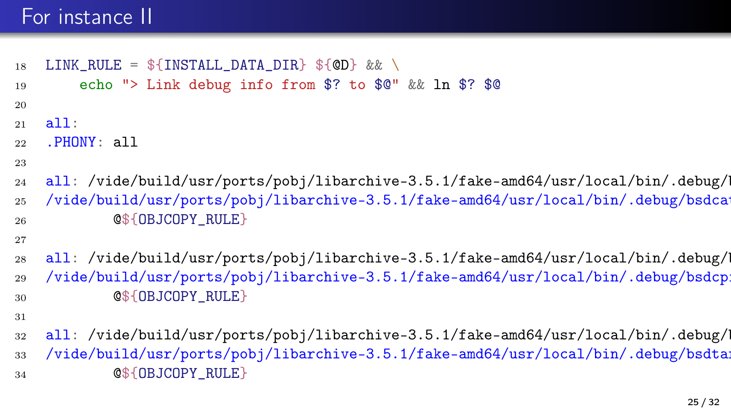# For instance II

```
18  LINK_RULE = ${INSTALL_DATA_DIR} ${@D} && \
19      echo "> Link debug info from $? to $@" && ln $? $@
20
21  all:
22  .PHONY: all
23
24  all: /vide/build/usr/ports/pobj/libarchive-3.5.1/fake-amd64/usr/local/bin/.debug/l
25  /vide/build/usr/ports/pobj/libarchive-3.5.1/fake-amd64/usr/local/bin/.debug/bsdcat
26          @${OBJCOPY_RULE}
27
28  all: /vide/build/usr/ports/pobj/libarchive-3.5.1/fake-amd64/usr/local/bin/.debug/l
29  /vide/build/usr/ports/pobj/libarchive-3.5.1/fake-amd64/usr/local/bin/.debug/bsdcpi
30          @${OBJCOPY_RULE}
31
32  all: /vide/build/usr/ports/pobj/libarchive-3.5.1/fake-amd64/usr/local/bin/.debug/l
33  /vide/build/usr/ports/pobj/libarchive-3.5.1/fake-amd64/usr/local/bin/.debug/bsdtar
34          @${OBJCOPY_RULE}
```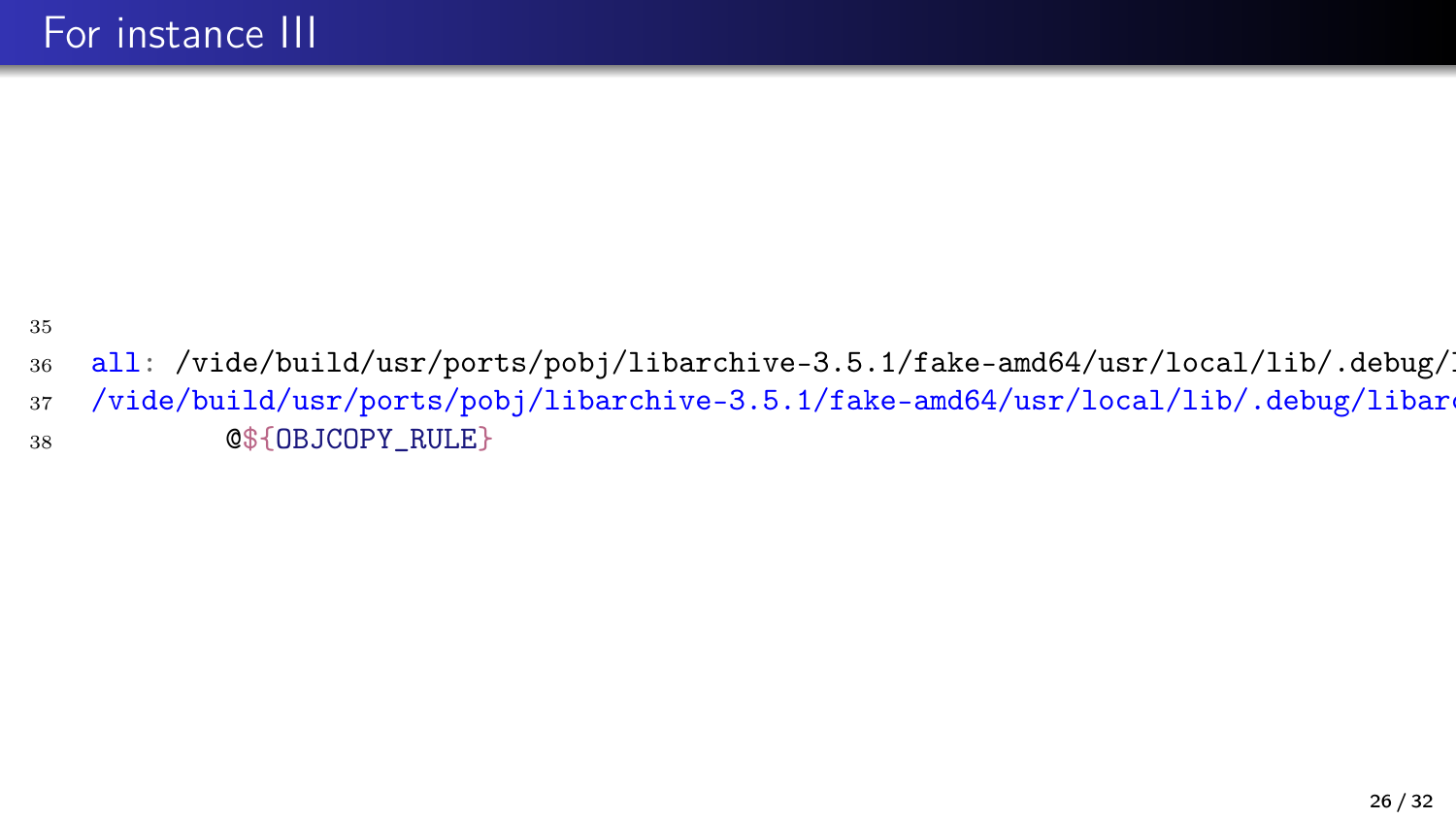# For instance III

```
35
36  all: /vide/build/usr/ports/pobj/libarchive-3.5.1/fake-amd64/usr/local/lib/.debug/l
37  /vide/build/usr/ports/pobj/libarchive-3.5.1/fake-amd64/usr/local/lib/.debug/libarc
38          @${OBJCOPY_RULE}
```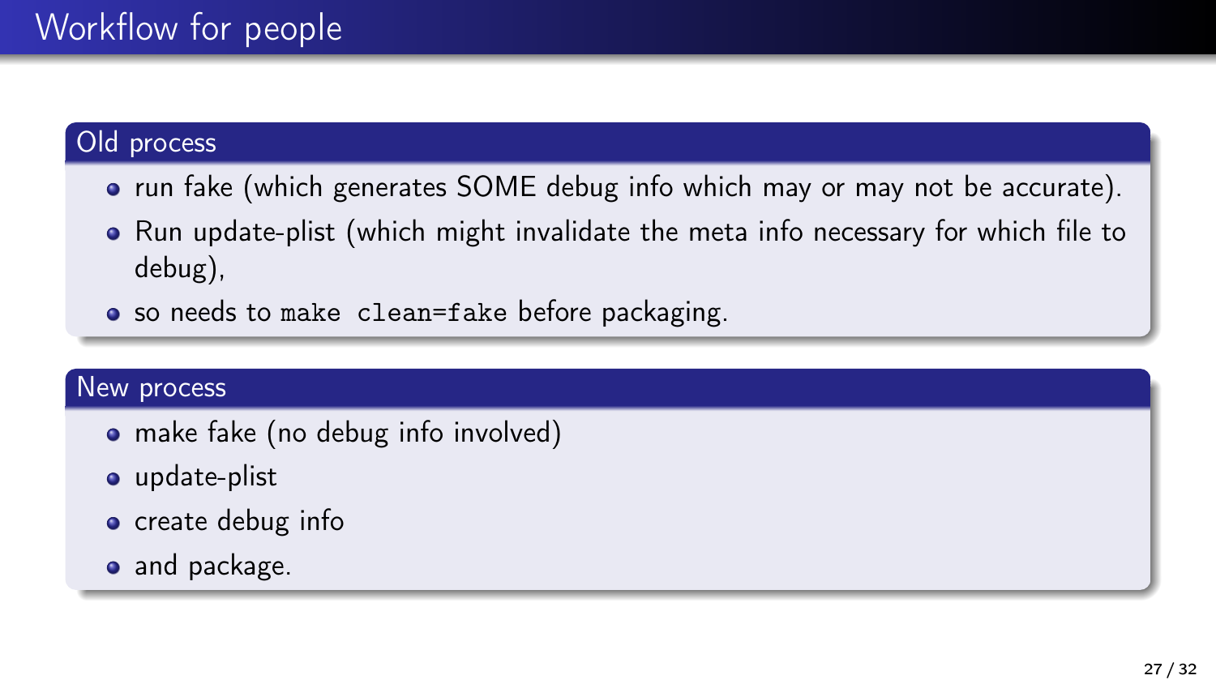# Workflow for people

## Old process

- run fake (which generates SOME debug info which may or may not be accurate).
- Run update-plist (which might invalidate the meta info necessary for which file to debug),
- so needs to `make clean=fake` before packaging.

## New process

- make fake (no debug info involved)
- update-plist
- create debug info
- and package.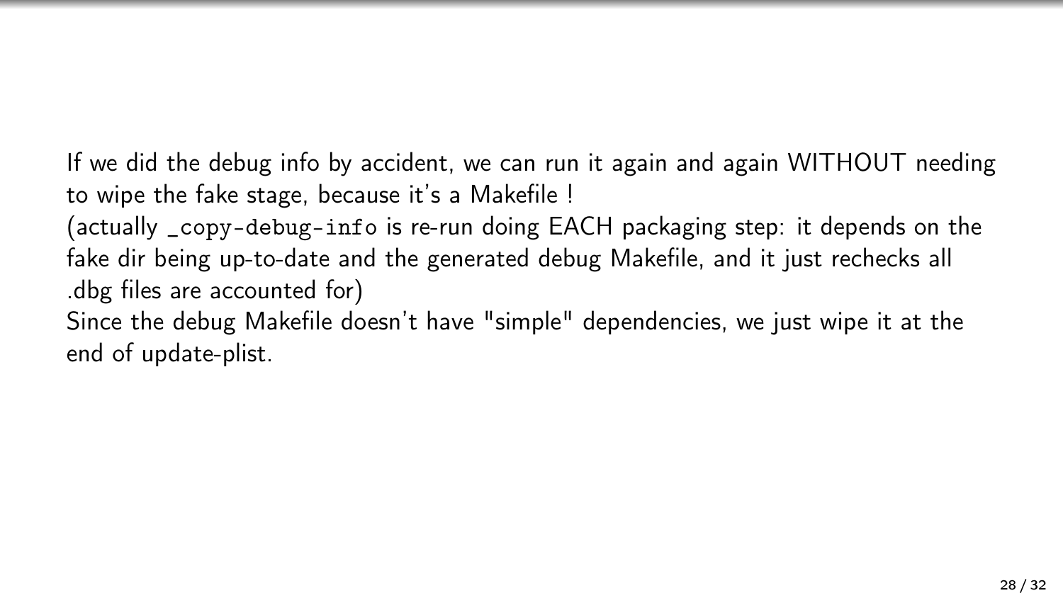If we did the debug info by accident, we can run it again and again WITHOUT needing to wipe the fake stage, because it's a Makefile !

(actually `_copy-debug-info` is re-run doing EACH packaging step: it depends on the fake dir being up-to-date and the generated debug Makefile, and it just rechecks all .dbg files are accounted for)

Since the debug Makefile doesn't have "simple" dependencies, we just wipe it at the end of update-plist.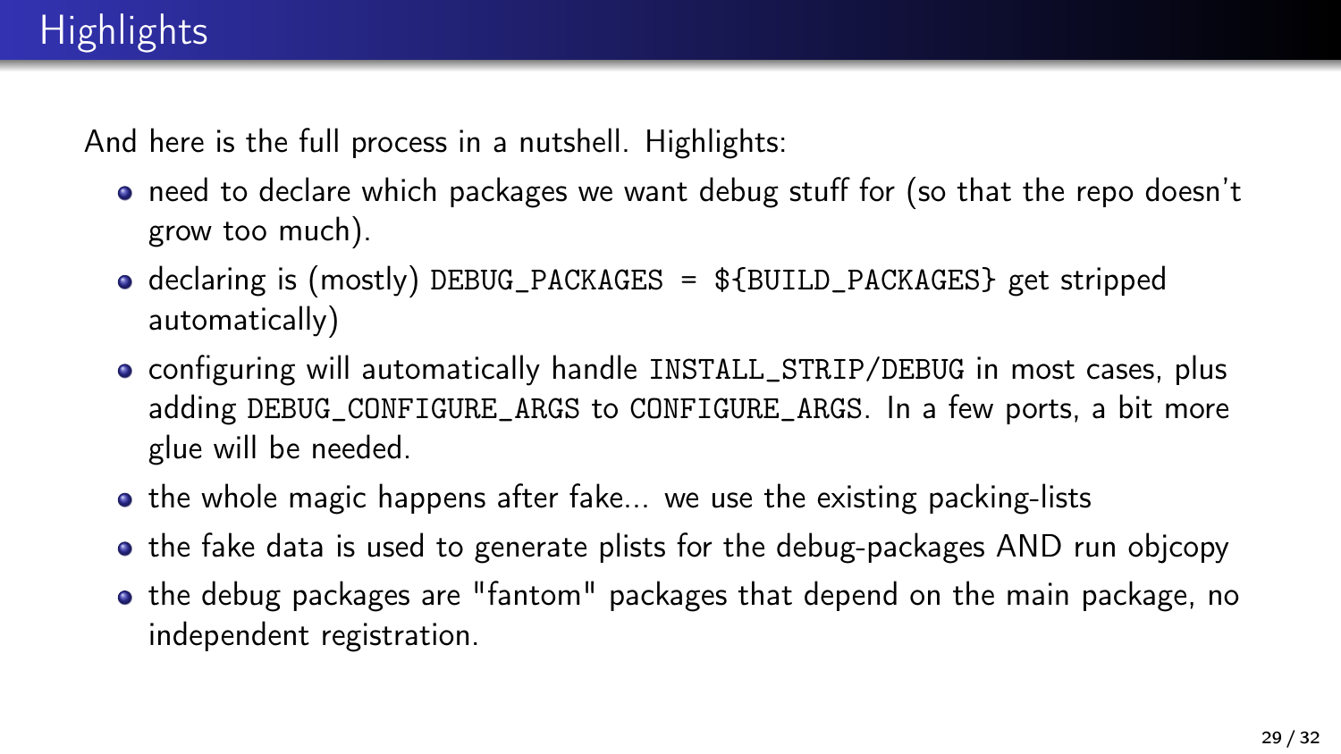# Highlights

And here is the full process in a nutshell. Highlights:

- need to declare which packages we want debug stuff for (so that the repo doesn't grow too much).
- declaring is (mostly) `DEBUG_PACKAGES = ${BUILD_PACKAGES}` get stripped automatically)
- configuring will automatically handle `INSTALL_STRIP/DEBUG` in most cases, plus adding `DEBUG_CONFIGURE_ARGS` to `CONFIGURE_ARGS`. In a few ports, a bit more glue will be needed.
- the whole magic happens after fake... we use the existing packing-lists
- the fake data is used to generate plists for the debug-packages AND run objcopy
- the debug packages are "fantom" packages that depend on the main package, no independent registration.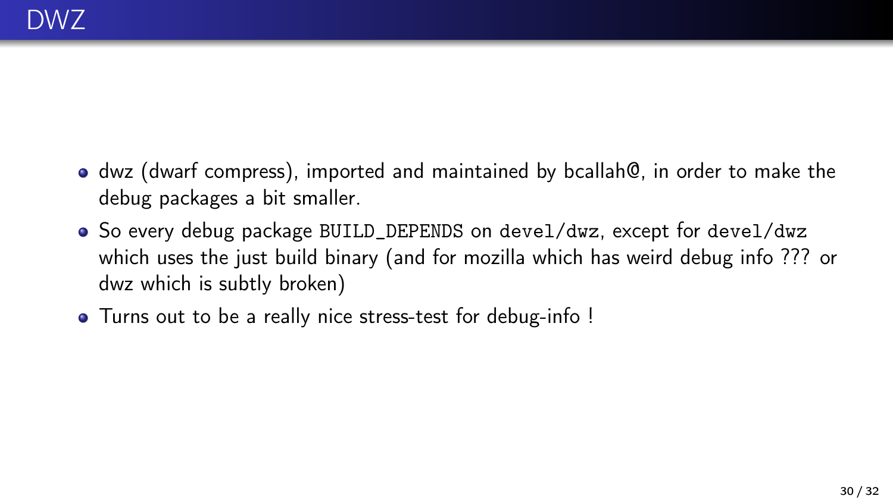# DWZ

- dwz (dwarf compress), imported and maintained by bcallah@, in order to make the debug packages a bit smaller.
- So every debug package `BUILD_DEPENDS` on `devel/dwz`, except for `devel/dwz` which uses the just build binary (and for mozilla which has weird debug info ??? or dwz which is subtly broken)
- Turns out to be a really nice stress-test for debug-info !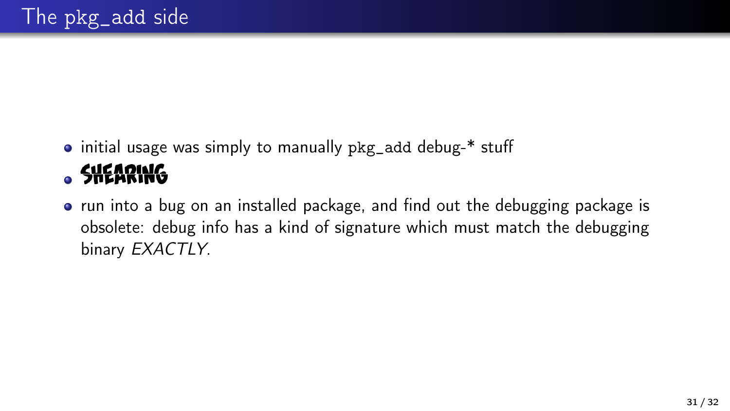# The pkg_add side

- initial usage was simply to manually `pkg_add` debug-* stuff
- SHEARING
- run into a bug on an installed package, and find out the debugging package is obsolete: debug info has a kind of signature which must match the debugging binary *EXACTLY*.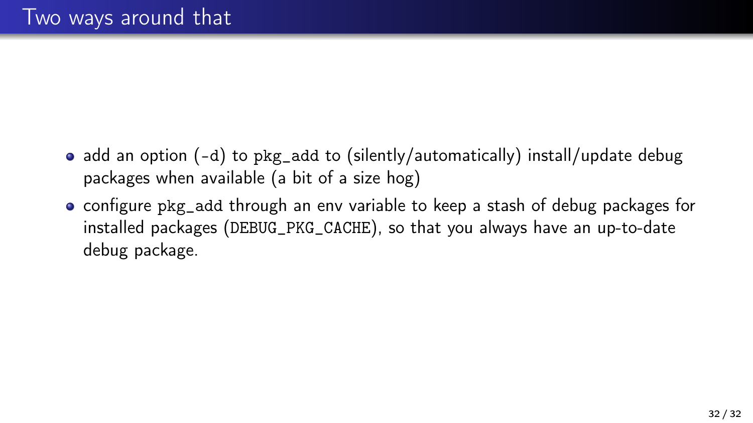# Two ways around that

- add an option (`-d`) to `pkg_add` to (silently/automatically) install/update debug packages when available (a bit of a size hog)
- configure `pkg_add` through an env variable to keep a stash of debug packages for installed packages (`DEBUG_PKG_CACHE`), so that you always have an up-to-date debug package.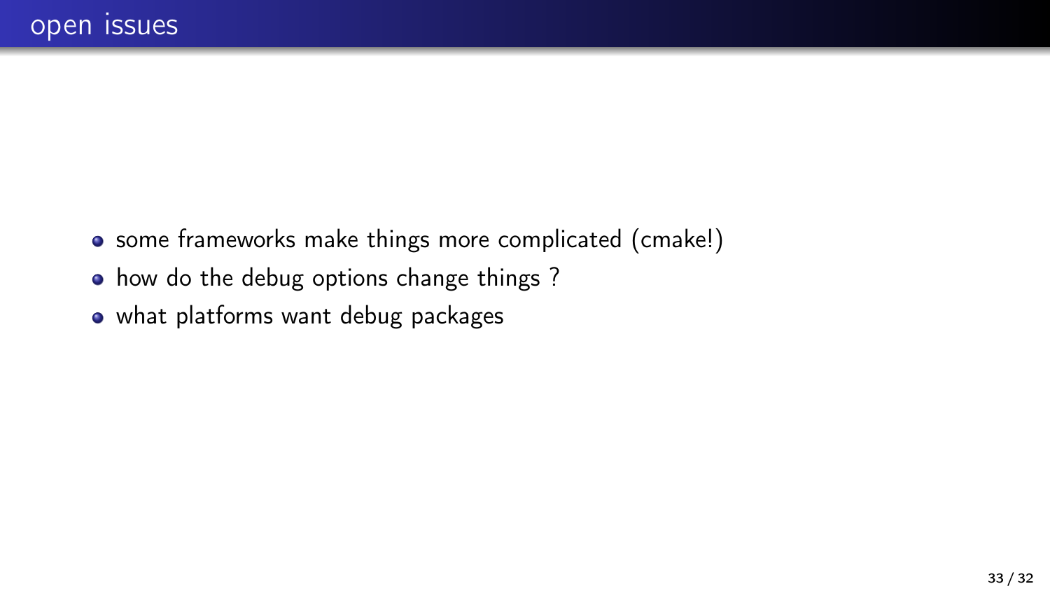## open issues

- some frameworks make things more complicated (cmake!)
- how do the debug options change things ?
- what platforms want debug packages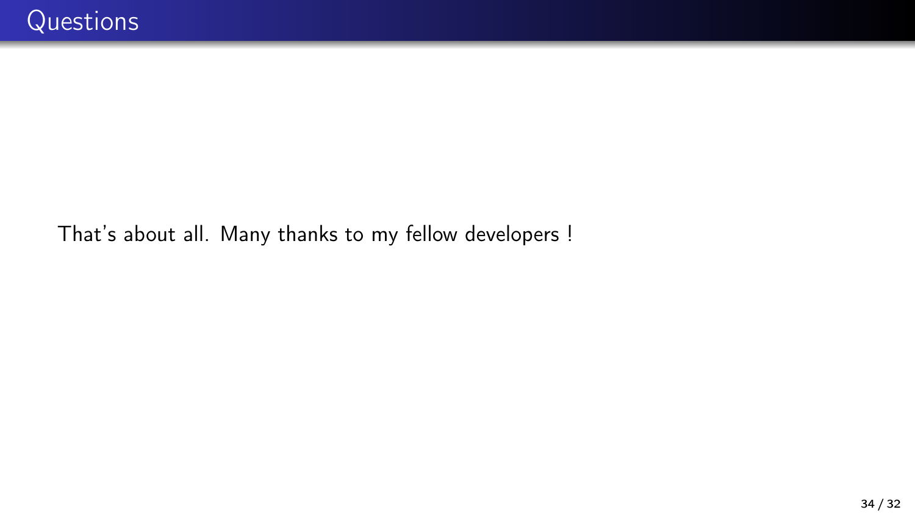# Questions

That's about all. Many thanks to my fellow developers !